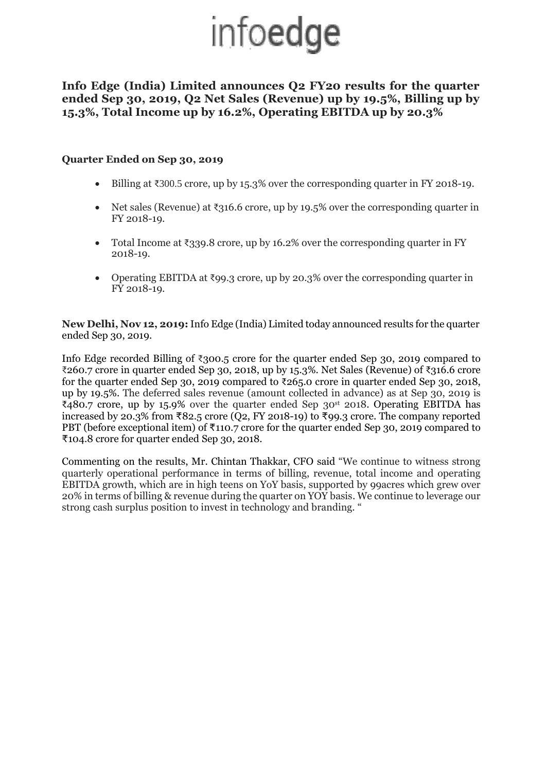infoedge

## Info Edge (India) Limited announces Q2 FY20 results for the quarter ended Sep 30, 2019, Q2 Net Sales (Revenue) up by 19.5%, Billing up by 15.3%, Total Income up by 16.2%, Operating EBITDA up by 20.3%

### Quarter Ended on Sep 30, 2019

- Billing at ₹300.5 crore, up by 15.3% over the corresponding quarter in FY 2018-19.
- Net sales (Revenue) at ₹316.6 crore, up by 19.5% over the corresponding quarter in FY 2018-19.
- Total Income at ₹339.8 crore, up by 16.2% over the corresponding quarter in FY 2018-19.
- Operating EBITDA at ₹99.3 crore, up by 20.3% over the corresponding quarter in FY 2018-19.

**New Delhi, Nov 12, 2019:** Info Edge (India) Limited today announced results for the quarter ended Sep 30, 2019.

Info Edge recorded Billing of ₹300.5 crore for the quarter ended Sep 30, 2019 compared to ₹260.7 crore in quarter ended Sep 30, 2018, up by 15.3%. Net Sales (Revenue) of ₹316.6 crore for the quarter ended Sep 30, 2019 compared to ₹265.0 crore in quarter ended Sep 30, 2018, up by 19.5%. The deferred sales revenue (amount collected in advance) as at Sep 30, 2019 is ₹480.7 crore, up by 15.9% over the quarter ended Sep 30st 2018. Operating EBITDA has increased by 20.3% from ₹82.5 crore (Q2, FY 2018-19) to ₹99.3 crore. The company reported PBT (before exceptional item) of ₹110.7 crore for the quarter ended Sep 30, 2019 compared to ₹104.8 crore for quarter ended Sep 30, 2018.

Commenting on the results, Mr. Chintan Thakkar, CFO said "We continue to witness strong quarterly operational performance in terms of billing, revenue, total income and operating EBITDA growth, which are in high teens on YoY basis, supported by 99acres which grew over 20% in terms of billing & revenue during the quarter on YOY basis. We continue to leverage our strong cash surplus position to invest in technology and branding. "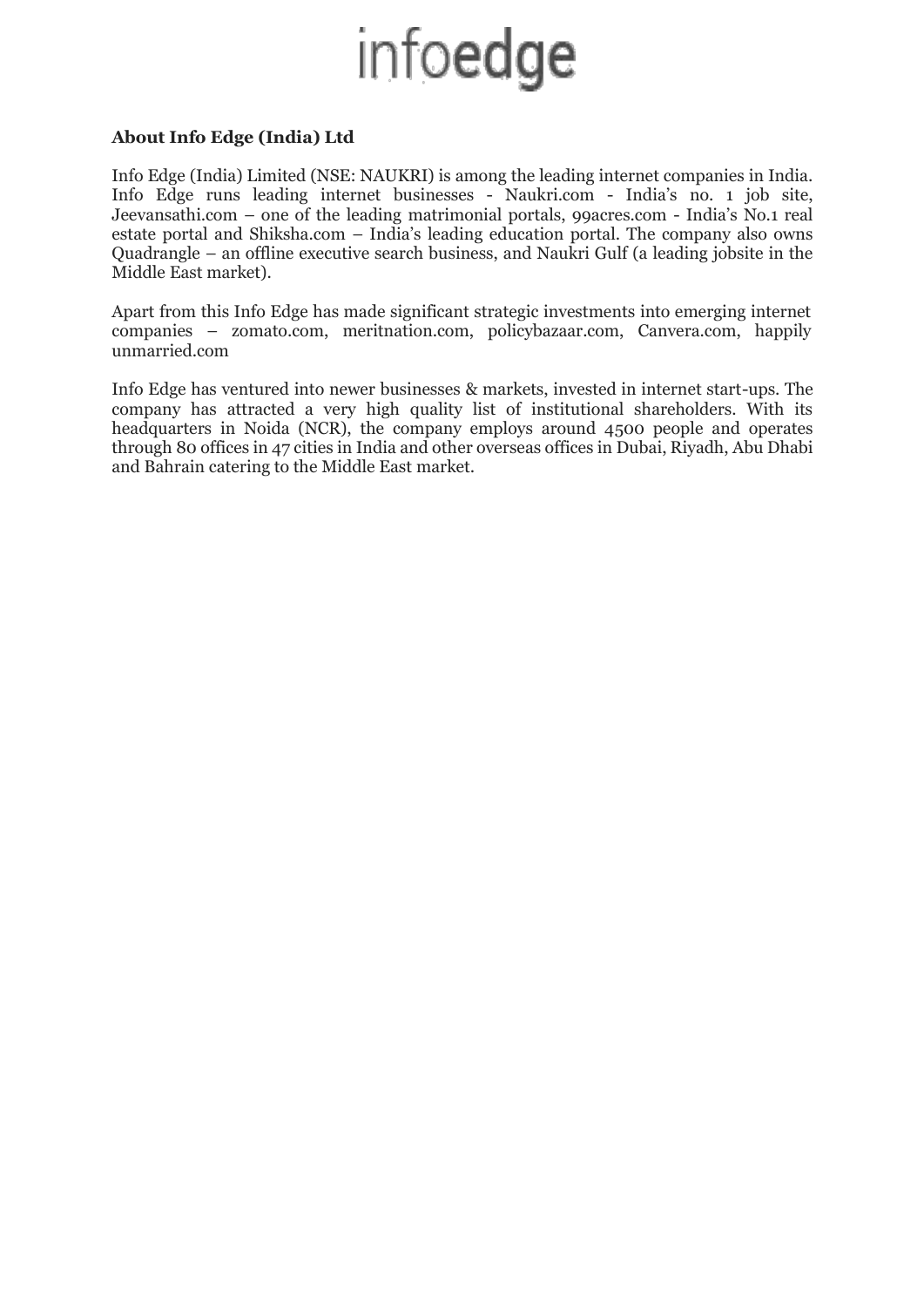infoedge

**About Info Edge (India) Ltd**

Info Edge (India) Limited (NSE: NAUKRI) is among the leading internet companies in India. Info Edge runs leading internet businesses - Naukri.com - India's no. 1 job site, Jeevansathi.com – one of the leading matrimonial portals, 99acres.com - India's No.1 real estate portal and Shiksha.com – India's leading education portal. The company also owns Quadrangle – an offline executive search business, and Naukri Gulf (a leading jobsite in the Middle East market).

Apart from this Info Edge has made significant strategic investments into emerging internet companies – zomato.com, meritnation.com, policybazaar.com, Canvera.com, happily unmarried.com

Info Edge has ventured into newer businesses & markets, invested in internet start-ups. The company has attracted a very high quality list of institutional shareholders. With its headquarters in Noida (NCR), the company employs around 4500 people and operates through 80 offices in 47 cities in India and other overseas offices in Dubai, Riyadh, Abu Dhabi and Bahrain catering to the Middle East market.